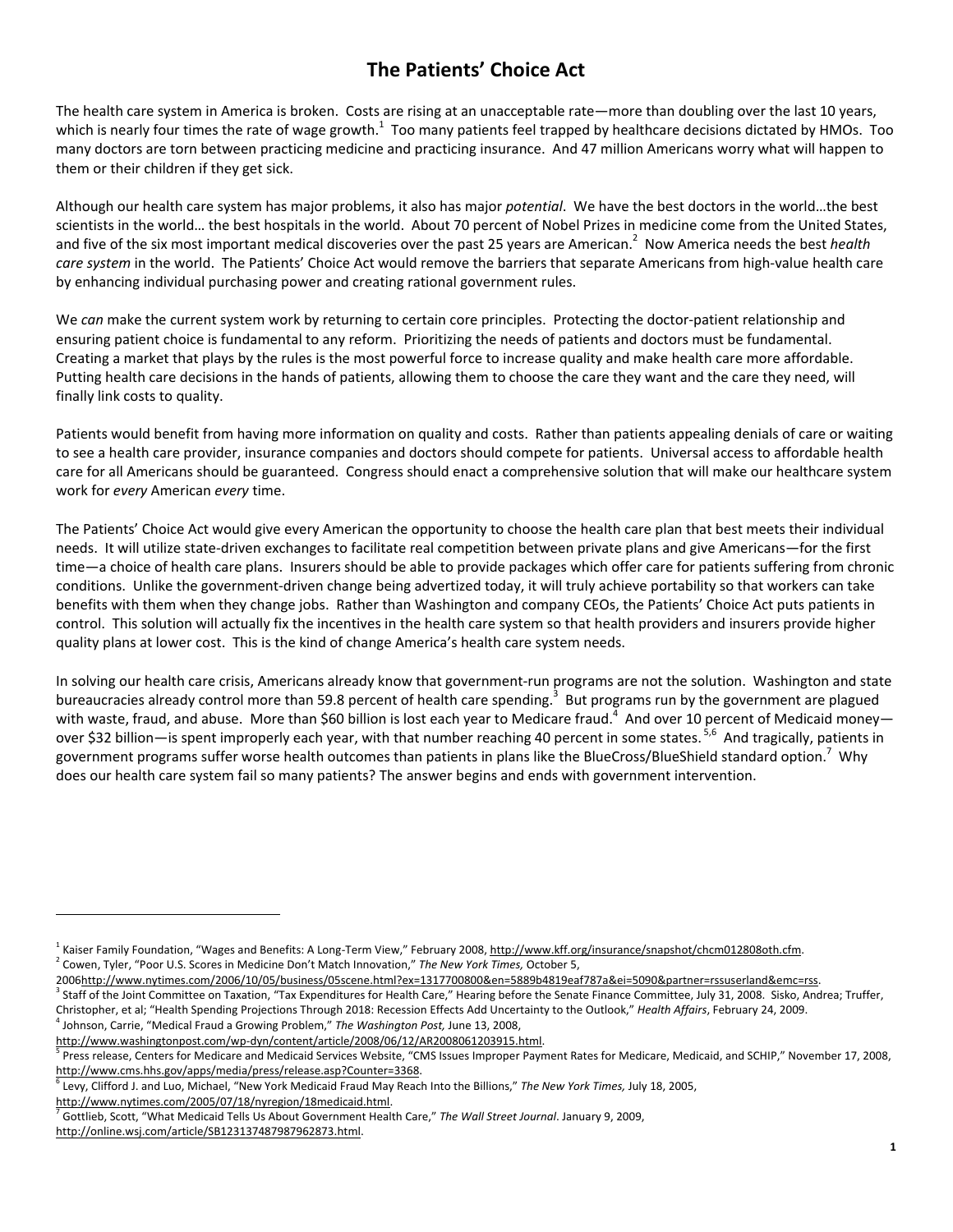# The Patients' Choice Act

The health care system in America is broken. Costs are rising at an unacceptable rate—more than doubling over the last 10 years, which is nearly four times the rate of wage growth.[1] Too many patients feel trapped by healthcare decisions dictated by HMOs. Too many doctors are torn between practicing medicine and practicing insurance. And 47 million Americans worry what will happen to them or their children if they get sick.

Although our health care system has major problems, it also has major *potential*. We have the best doctors in the world…the best scientists in the world… the best hospitals in the world. About 70 percent of Nobel Prizes in medicine come from the United States, and five of the six most important medical discoveries over the past 25 years are American.[2] Now America needs the best *health care system* in the world. The Patients' Choice Act would remove the barriers that separate Americans from high-value health care by enhancing individual purchasing power and creating rational government rules.

We *can* make the current system work by returning to certain core principles. Protecting the doctor-patient relationship and ensuring patient choice is fundamental to any reform. Prioritizing the needs of patients and doctors must be fundamental. Creating a market that plays by the rules is the most powerful force to increase quality and make health care more affordable. Putting health care decisions in the hands of patients, allowing them to choose the care they want and the care they need, will finally link costs to quality.

Patients would benefit from having more information on quality and costs. Rather than patients appealing denials of care or waiting to see a health care provider, insurance companies and doctors should compete for patients. Universal access to affordable health care for all Americans should be guaranteed. Congress should enact a comprehensive solution that will make our healthcare system work for *every* American *every* time.

The Patients' Choice Act would give every American the opportunity to choose the health care plan that best meets their individual needs. It will utilize state-driven exchanges to facilitate real competition between private plans and give Americans—for the first time—a choice of health care plans. Insurers should be able to provide packages which offer care for patients suffering from chronic conditions. Unlike the government-driven change being advertized today, it will truly achieve portability so that workers can take benefits with them when they change jobs. Rather than Washington and company CEOs, the Patients' Choice Act puts patients in control. This solution will actually fix the incentives in the health care system so that health providers and insurers provide higher quality plans at lower cost. This is the kind of change America's health care system needs.

In solving our health care crisis, Americans already know that government-run programs are not the solution. Washington and state bureaucracies already control more than 59.8 percent of health care spending.[3] But programs run by the government are plagued with waste, fraud, and abuse. More than $60 billion is lost each year to Medicare fraud.[4] And over 10 percent of Medicaid money—over $32 billion—is spent improperly each year, with that number reaching 40 percent in some states.[5,6] And tragically, patients in government programs suffer worse health outcomes than patients in plans like the BlueCross/BlueShield standard option.[7] Why does our health care system fail so many patients? The answer begins and ends with government intervention.

---

[1] Kaiser Family Foundation, "Wages and Benefits: A Long-Term View," February 2008, http://www.kff.org/insurance/snapshot/chcm012808oth.cfm.

[2] Cowen, Tyler, "Poor U.S. Scores in Medicine Don't Match Innovation," *The New York Times,* October 5, 2006http://www.nytimes.com/2006/10/05/business/05scene.html?ex=1317700800&en=5889b4819eaf787a&ei=5090&partner=rssuserland&emc=rss.

[3] Staff of the Joint Committee on Taxation, "Tax Expenditures for Health Care," Hearing before the Senate Finance Committee, July 31, 2008. Sisko, Andrea; Truffer, Christopher, et al; "Health Spending Projections Through 2018: Recession Effects Add Uncertainty to the Outlook," *Health Affairs*, February 24, 2009.

[4] Johnson, Carrie, "Medical Fraud a Growing Problem," *The Washington Post,* June 13, 2008, http://www.washingtonpost.com/wp-dyn/content/article/2008/06/12/AR2008061203915.html.

[5] Press release, Centers for Medicare and Medicaid Services Website, "CMS Issues Improper Payment Rates for Medicare, Medicaid, and SCHIP," November 17, 2008, http://www.cms.hhs.gov/apps/media/press/release.asp?Counter=3368.

[6] Levy, Clifford J. and Luo, Michael, "New York Medicaid Fraud May Reach Into the Billions," *The New York Times,* July 18, 2005, http://www.nytimes.com/2005/07/18/nyregion/18medicaid.html.

[7] Gottlieb, Scott, "What Medicaid Tells Us About Government Health Care," *The Wall Street Journal*. January 9, 2009, http://online.wsj.com/article/SB123137487987962873.html.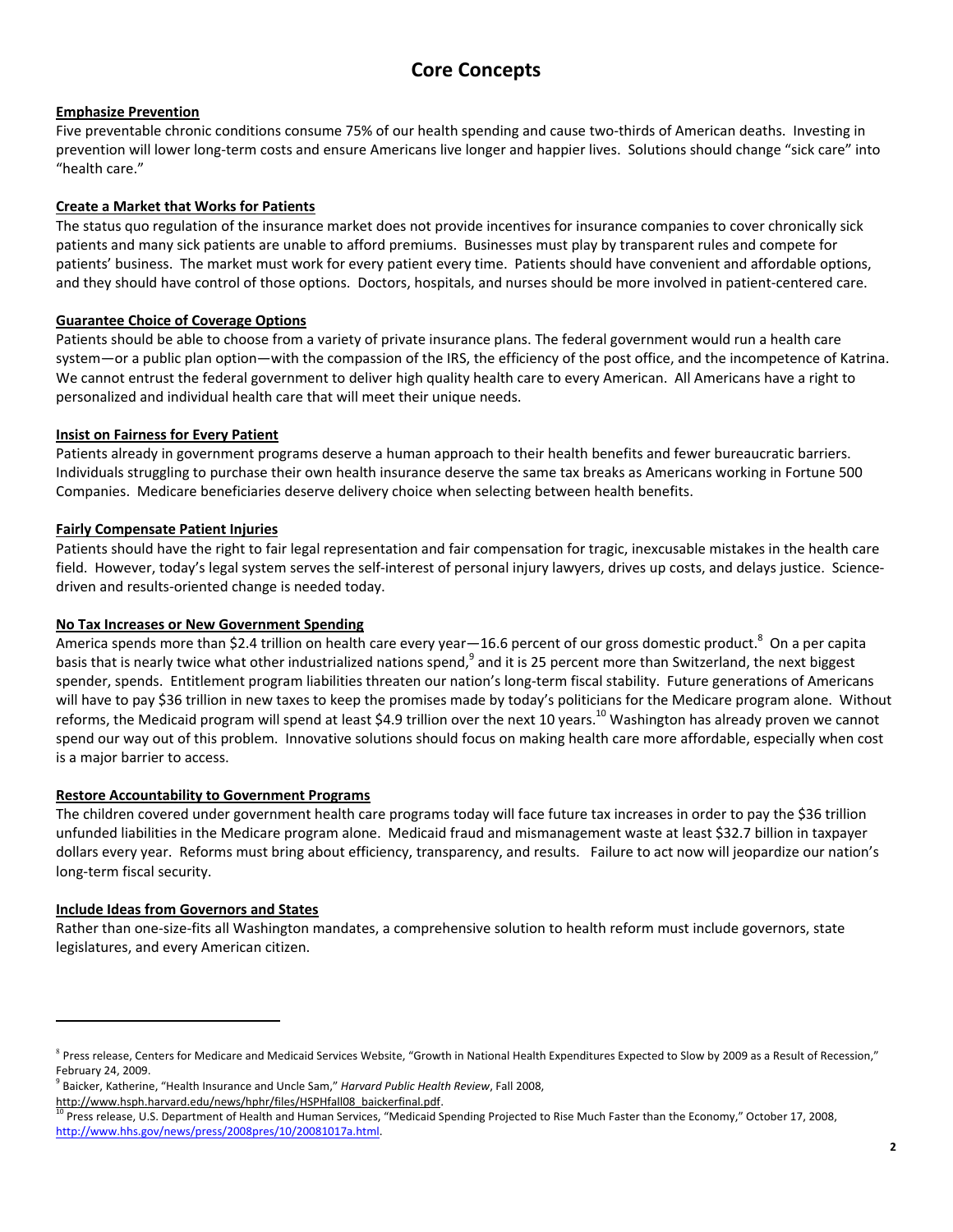# Core Concepts

**Emphasize Prevention**

Five preventable chronic conditions consume 75% of our health spending and cause two-thirds of American deaths. Investing in prevention will lower long-term costs and ensure Americans live longer and happier lives. Solutions should change "sick care" into "health care."

**Create a Market that Works for Patients**

The status quo regulation of the insurance market does not provide incentives for insurance companies to cover chronically sick patients and many sick patients are unable to afford premiums. Businesses must play by transparent rules and compete for patients' business. The market must work for every patient every time. Patients should have convenient and affordable options, and they should have control of those options. Doctors, hospitals, and nurses should be more involved in patient-centered care.

**Guarantee Choice of Coverage Options**

Patients should be able to choose from a variety of private insurance plans. The federal government would run a health care system—or a public plan option—with the compassion of the IRS, the efficiency of the post office, and the incompetence of Katrina. We cannot entrust the federal government to deliver high quality health care to every American. All Americans have a right to personalized and individual health care that will meet their unique needs.

**Insist on Fairness for Every Patient**

Patients already in government programs deserve a human approach to their health benefits and fewer bureaucratic barriers. Individuals struggling to purchase their own health insurance deserve the same tax breaks as Americans working in Fortune 500 Companies. Medicare beneficiaries deserve delivery choice when selecting between health benefits.

**Fairly Compensate Patient Injuries**

Patients should have the right to fair legal representation and fair compensation for tragic, inexcusable mistakes in the health care field. However, today's legal system serves the self-interest of personal injury lawyers, drives up costs, and delays justice. Science-driven and results-oriented change is needed today.

**No Tax Increases or New Government Spending**

America spends more than $2.4 trillion on health care every year—16.6 percent of our gross domestic product.[8] On a per capita basis that is nearly twice what other industrialized nations spend,[9] and it is 25 percent more than Switzerland, the next biggest spender, spends. Entitlement program liabilities threaten our nation's long-term fiscal stability. Future generations of Americans will have to pay $36 trillion in new taxes to keep the promises made by today's politicians for the Medicare program alone. Without reforms, the Medicaid program will spend at least $4.9 trillion over the next 10 years.[10] Washington has already proven we cannot spend our way out of this problem. Innovative solutions should focus on making health care more affordable, especially when cost is a major barrier to access.

**Restore Accountability to Government Programs**

The children covered under government health care programs today will face future tax increases in order to pay the $36 trillion unfunded liabilities in the Medicare program alone. Medicaid fraud and mismanagement waste at least $32.7 billion in taxpayer dollars every year. Reforms must bring about efficiency, transparency, and results. Failure to act now will jeopardize our nation's long-term fiscal security.

**Include Ideas from Governors and States**

Rather than one-size-fits all Washington mandates, a comprehensive solution to health reform must include governors, state legislatures, and every American citizen.

---

[8] Press release, Centers for Medicare and Medicaid Services Website, "Growth in National Health Expenditures Expected to Slow by 2009 as a Result of Recession," February 24, 2009.

[9] Baicker, Katherine, "Health Insurance and Uncle Sam," *Harvard Public Health Review*, Fall 2008, http://www.hsph.harvard.edu/news/hphr/files/HSPHfall08_baickerfinal.pdf.

[10] Press release, U.S. Department of Health and Human Services, "Medicaid Spending Projected to Rise Much Faster than the Economy," October 17, 2008, http://www.hhs.gov/news/press/2008pres/10/20081017a.html.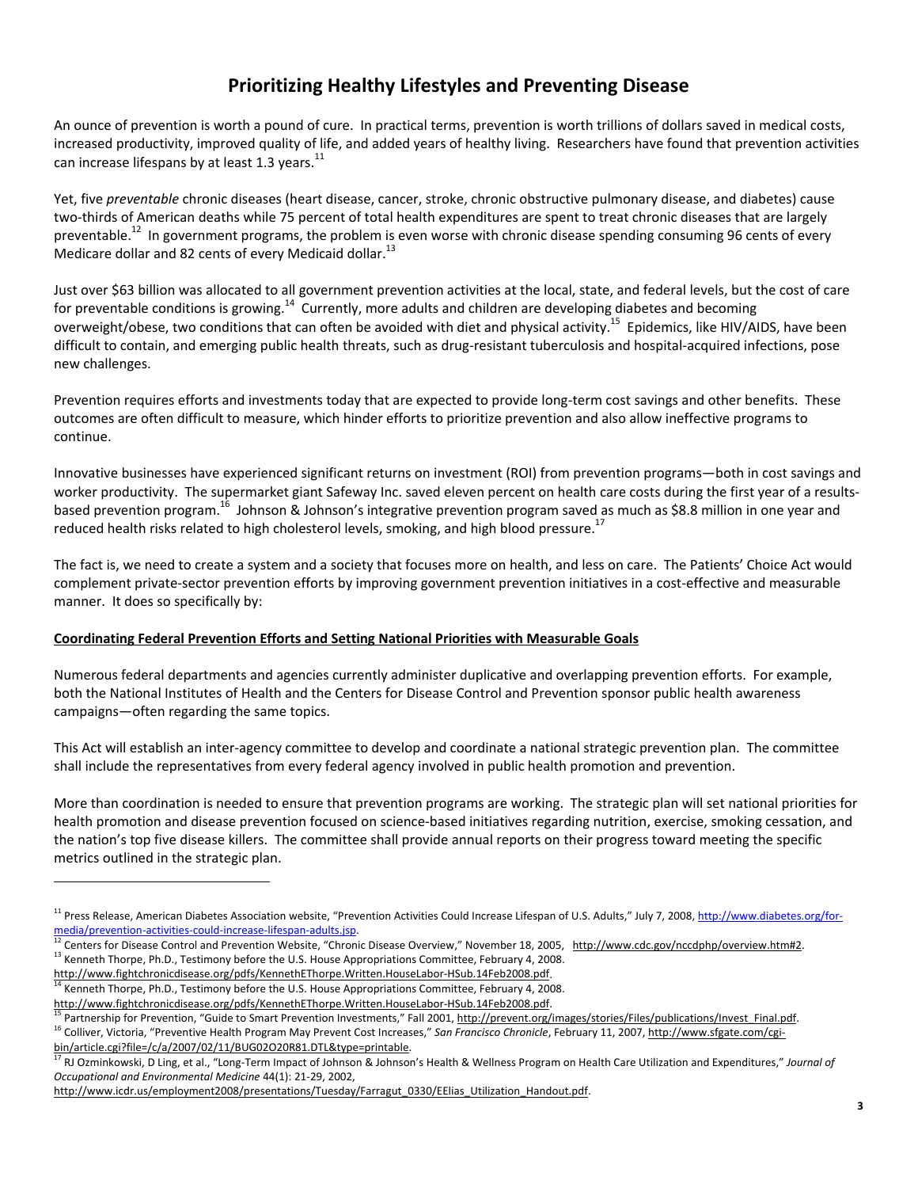# Prioritizing Healthy Lifestyles and Preventing Disease

An ounce of prevention is worth a pound of cure. In practical terms, prevention is worth trillions of dollars saved in medical costs, increased productivity, improved quality of life, and added years of healthy living. Researchers have found that prevention activities can increase lifespans by at least 1.3 years.[11]

Yet, five *preventable* chronic diseases (heart disease, cancer, stroke, chronic obstructive pulmonary disease, and diabetes) cause two-thirds of American deaths while 75 percent of total health expenditures are spent to treat chronic diseases that are largely preventable.[12] In government programs, the problem is even worse with chronic disease spending consuming 96 cents of every Medicare dollar and 82 cents of every Medicaid dollar.[13]

Just over $63 billion was allocated to all government prevention activities at the local, state, and federal levels, but the cost of care for preventable conditions is growing.[14] Currently, more adults and children are developing diabetes and becoming overweight/obese, two conditions that can often be avoided with diet and physical activity.[15] Epidemics, like HIV/AIDS, have been difficult to contain, and emerging public health threats, such as drug-resistant tuberculosis and hospital-acquired infections, pose new challenges.

Prevention requires efforts and investments today that are expected to provide long-term cost savings and other benefits. These outcomes are often difficult to measure, which hinder efforts to prioritize prevention and also allow ineffective programs to continue.

Innovative businesses have experienced significant returns on investment (ROI) from prevention programs—both in cost savings and worker productivity. The supermarket giant Safeway Inc. saved eleven percent on health care costs during the first year of a results-based prevention program.[16] Johnson & Johnson's integrative prevention program saved as much as $8.8 million in one year and reduced health risks related to high cholesterol levels, smoking, and high blood pressure.[17]

The fact is, we need to create a system and a society that focuses more on health, and less on care. The Patients' Choice Act would complement private-sector prevention efforts by improving government prevention initiatives in a cost-effective and measurable manner. It does so specifically by:

**Coordinating Federal Prevention Efforts and Setting National Priorities with Measurable Goals**

Numerous federal departments and agencies currently administer duplicative and overlapping prevention efforts. For example, both the National Institutes of Health and the Centers for Disease Control and Prevention sponsor public health awareness campaigns—often regarding the same topics.

This Act will establish an inter-agency committee to develop and coordinate a national strategic prevention plan. The committee shall include the representatives from every federal agency involved in public health promotion and prevention.

More than coordination is needed to ensure that prevention programs are working. The strategic plan will set national priorities for health promotion and disease prevention focused on science-based initiatives regarding nutrition, exercise, smoking cessation, and the nation's top five disease killers. The committee shall provide annual reports on their progress toward meeting the specific metrics outlined in the strategic plan.

---

[11] Press Release, American Diabetes Association website, "Prevention Activities Could Increase Lifespan of U.S. Adults," July 7, 2008, http://www.diabetes.org/for-media/prevention-activities-could-increase-lifespan-adults.jsp.

[12] Centers for Disease Control and Prevention Website, "Chronic Disease Overview," November 18, 2005, http://www.cdc.gov/nccdphp/overview.htm#2.

[13] Kenneth Thorpe, Ph.D., Testimony before the U.S. House Appropriations Committee, February 4, 2008. http://www.fightchronicdisease.org/pdfs/KennethEThorpe.Written.HouseLabor-HSub.14Feb2008.pdf.

[14] Kenneth Thorpe, Ph.D., Testimony before the U.S. House Appropriations Committee, February 4, 2008. http://www.fightchronicdisease.org/pdfs/KennethEThorpe.Written.HouseLabor-HSub.14Feb2008.pdf.

[15] Partnership for Prevention, "Guide to Smart Prevention Investments," Fall 2001, http://prevent.org/images/stories/Files/publications/Invest_Final.pdf.

[16] Colliver, Victoria, "Preventive Health Program May Prevent Cost Increases," *San Francisco Chronicle*, February 11, 2007, http://www.sfgate.com/cgi-bin/article.cgi?file=/c/a/2007/02/11/BUG02O20R81.DTL&type=printable.

[17] RJ Ozminkowski, D Ling, et al., "Long-Term Impact of Johnson & Johnson's Health & Wellness Program on Health Care Utilization and Expenditures," *Journal of Occupational and Environmental Medicine* 44(1): 21-29, 2002, http://www.icdr.us/employment2008/presentations/Tuesday/Farragut_0330/EElias_Utilization_Handout.pdf.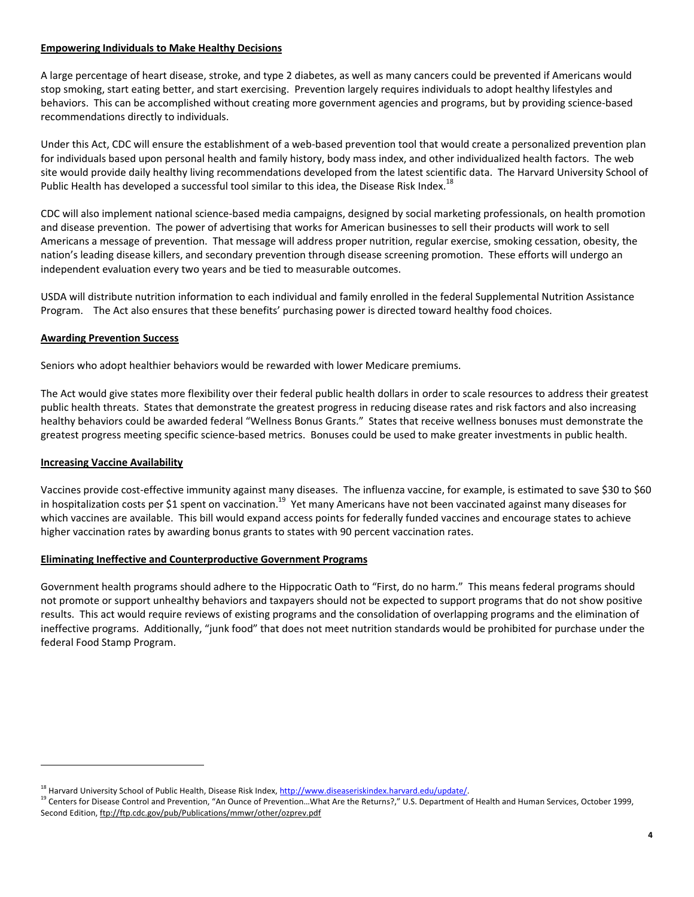**Empowering Individuals to Make Healthy Decisions**

A large percentage of heart disease, stroke, and type 2 diabetes, as well as many cancers could be prevented if Americans would stop smoking, start eating better, and start exercising. Prevention largely requires individuals to adopt healthy lifestyles and behaviors. This can be accomplished without creating more government agencies and programs, but by providing science-based recommendations directly to individuals.

Under this Act, CDC will ensure the establishment of a web-based prevention tool that would create a personalized prevention plan for individuals based upon personal health and family history, body mass index, and other individualized health factors. The web site would provide daily healthy living recommendations developed from the latest scientific data. The Harvard University School of Public Health has developed a successful tool similar to this idea, the Disease Risk Index.[18]

CDC will also implement national science-based media campaigns, designed by social marketing professionals, on health promotion and disease prevention. The power of advertising that works for American businesses to sell their products will work to sell Americans a message of prevention. That message will address proper nutrition, regular exercise, smoking cessation, obesity, the nation's leading disease killers, and secondary prevention through disease screening promotion. These efforts will undergo an independent evaluation every two years and be tied to measurable outcomes.

USDA will distribute nutrition information to each individual and family enrolled in the federal Supplemental Nutrition Assistance Program. The Act also ensures that these benefits' purchasing power is directed toward healthy food choices.

**Awarding Prevention Success**

Seniors who adopt healthier behaviors would be rewarded with lower Medicare premiums.

The Act would give states more flexibility over their federal public health dollars in order to scale resources to address their greatest public health threats. States that demonstrate the greatest progress in reducing disease rates and risk factors and also increasing healthy behaviors could be awarded federal "Wellness Bonus Grants." States that receive wellness bonuses must demonstrate the greatest progress meeting specific science-based metrics. Bonuses could be used to make greater investments in public health.

**Increasing Vaccine Availability**

Vaccines provide cost-effective immunity against many diseases. The influenza vaccine, for example, is estimated to save $30 to $60 in hospitalization costs per $1 spent on vaccination.[19] Yet many Americans have not been vaccinated against many diseases for which vaccines are available. This bill would expand access points for federally funded vaccines and encourage states to achieve higher vaccination rates by awarding bonus grants to states with 90 percent vaccination rates.

**Eliminating Ineffective and Counterproductive Government Programs**

Government health programs should adhere to the Hippocratic Oath to "First, do no harm." This means federal programs should not promote or support unhealthy behaviors and taxpayers should not be expected to support programs that do not show positive results. This act would require reviews of existing programs and the consolidation of overlapping programs and the elimination of ineffective programs. Additionally, "junk food" that does not meet nutrition standards would be prohibited for purchase under the federal Food Stamp Program.

---

[18] Harvard University School of Public Health, Disease Risk Index, http://www.diseaseriskindex.harvard.edu/update/.

[19] Centers for Disease Control and Prevention, "An Ounce of Prevention…What Are the Returns?," U.S. Department of Health and Human Services, October 1999, Second Edition, ftp://ftp.cdc.gov/pub/Publications/mmwr/other/ozprev.pdf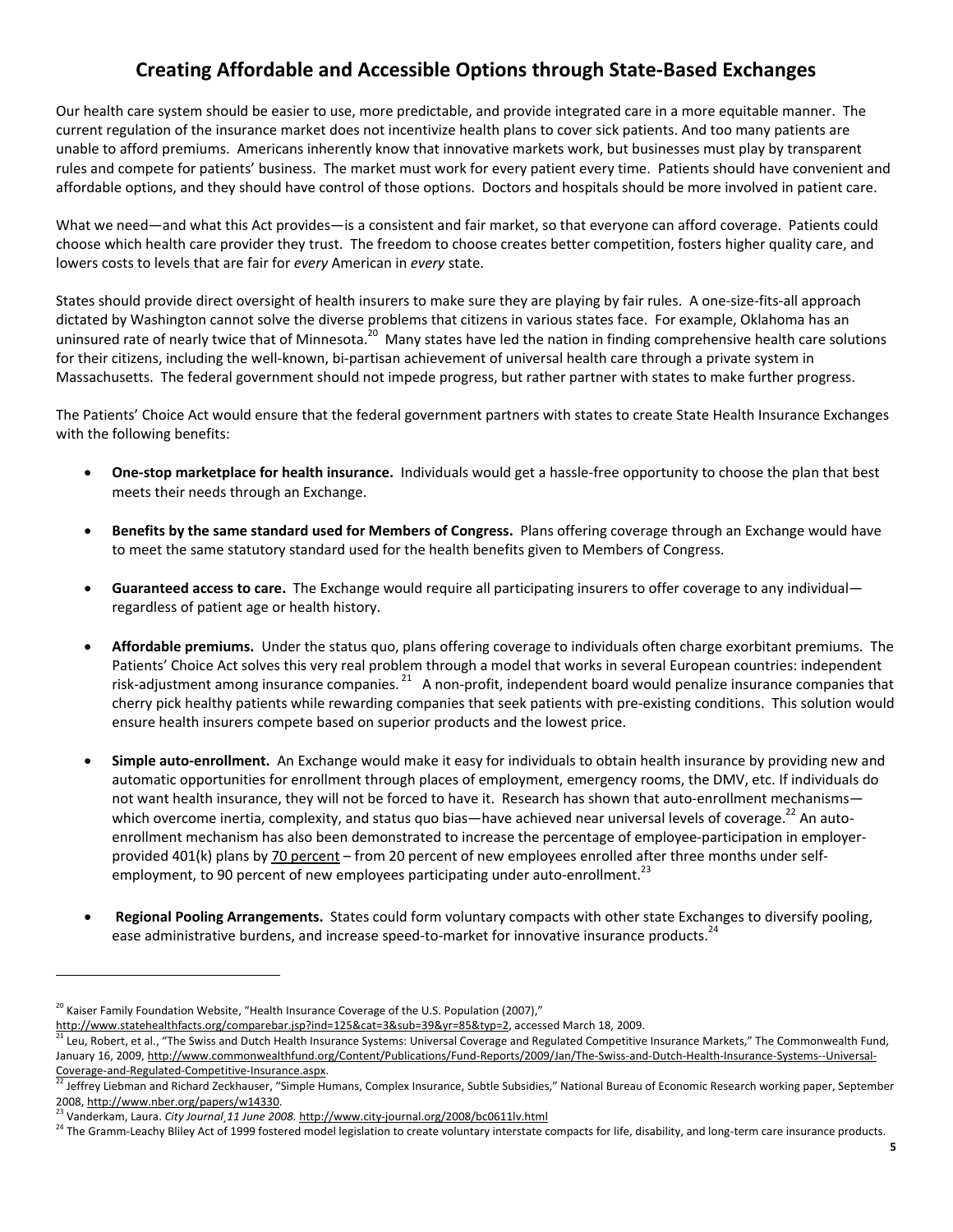# Creating Affordable and Accessible Options through State-Based Exchanges

Our health care system should be easier to use, more predictable, and provide integrated care in a more equitable manner. The current regulation of the insurance market does not incentivize health plans to cover sick patients. And too many patients are unable to afford premiums. Americans inherently know that innovative markets work, but businesses must play by transparent rules and compete for patients' business. The market must work for every patient every time. Patients should have convenient and affordable options, and they should have control of those options. Doctors and hospitals should be more involved in patient care.

What we need—and what this Act provides—is a consistent and fair market, so that everyone can afford coverage. Patients could choose which health care provider they trust. The freedom to choose creates better competition, fosters higher quality care, and lowers costs to levels that are fair for *every* American in *every* state.

States should provide direct oversight of health insurers to make sure they are playing by fair rules. A one-size-fits-all approach dictated by Washington cannot solve the diverse problems that citizens in various states face. For example, Oklahoma has an uninsured rate of nearly twice that of Minnesota.[20] Many states have led the nation in finding comprehensive health care solutions for their citizens, including the well-known, bi-partisan achievement of universal health care through a private system in Massachusetts. The federal government should not impede progress, but rather partner with states to make further progress.

The Patients' Choice Act would ensure that the federal government partners with states to create State Health Insurance Exchanges with the following benefits:

- **One-stop marketplace for health insurance.** Individuals would get a hassle-free opportunity to choose the plan that best meets their needs through an Exchange.
- **Benefits by the same standard used for Members of Congress.** Plans offering coverage through an Exchange would have to meet the same statutory standard used for the health benefits given to Members of Congress.
- **Guaranteed access to care.** The Exchange would require all participating insurers to offer coverage to any individual—regardless of patient age or health history.
- **Affordable premiums.** Under the status quo, plans offering coverage to individuals often charge exorbitant premiums. The Patients' Choice Act solves this very real problem through a model that works in several European countries: independent risk-adjustment among insurance companies.[21] A non-profit, independent board would penalize insurance companies that cherry pick healthy patients while rewarding companies that seek patients with pre-existing conditions. This solution would ensure health insurers compete based on superior products and the lowest price.
- **Simple auto-enrollment.** An Exchange would make it easy for individuals to obtain health insurance by providing new and automatic opportunities for enrollment through places of employment, emergency rooms, the DMV, etc. If individuals do not want health insurance, they will not be forced to have it. Research has shown that auto-enrollment mechanisms—which overcome inertia, complexity, and status quo bias—have achieved near universal levels of coverage.[22] An auto-enrollment mechanism has also been demonstrated to increase the percentage of employee-participation in employer-provided 401(k) plans by 70 percent – from 20 percent of new employees enrolled after three months under self-employment, to 90 percent of new employees participating under auto-enrollment.[23]
- **Regional Pooling Arrangements.** States could form voluntary compacts with other state Exchanges to diversify pooling, ease administrative burdens, and increase speed-to-market for innovative insurance products.[24]

---

[20] Kaiser Family Foundation Website, "Health Insurance Coverage of the U.S. Population (2007)," http://www.statehealthfacts.org/comparebar.jsp?ind=125&cat=3&sub=39&yr=85&typ=2, accessed March 18, 2009.

[21] Leu, Robert, et al., "The Swiss and Dutch Health Insurance Systems: Universal Coverage and Regulated Competitive Insurance Markets," The Commonwealth Fund, January 16, 2009, http://www.commonwealthfund.org/Content/Publications/Fund-Reports/2009/Jan/The-Swiss-and-Dutch-Health-Insurance-Systems--Universal-Coverage-and-Regulated-Competitive-Insurance.aspx.

[22] Jeffrey Liebman and Richard Zeckhauser, "Simple Humans, Complex Insurance, Subtle Subsidies," National Bureau of Economic Research working paper, September 2008, http://www.nber.org/papers/w14330.

[23] Vanderkam, Laura. *City Journal¸11 June 2008.* http://www.city-journal.org/2008/bc0611lv.html

[24] The Gramm-Leachy Bliley Act of 1999 fostered model legislation to create voluntary interstate compacts for life, disability, and long-term care insurance products.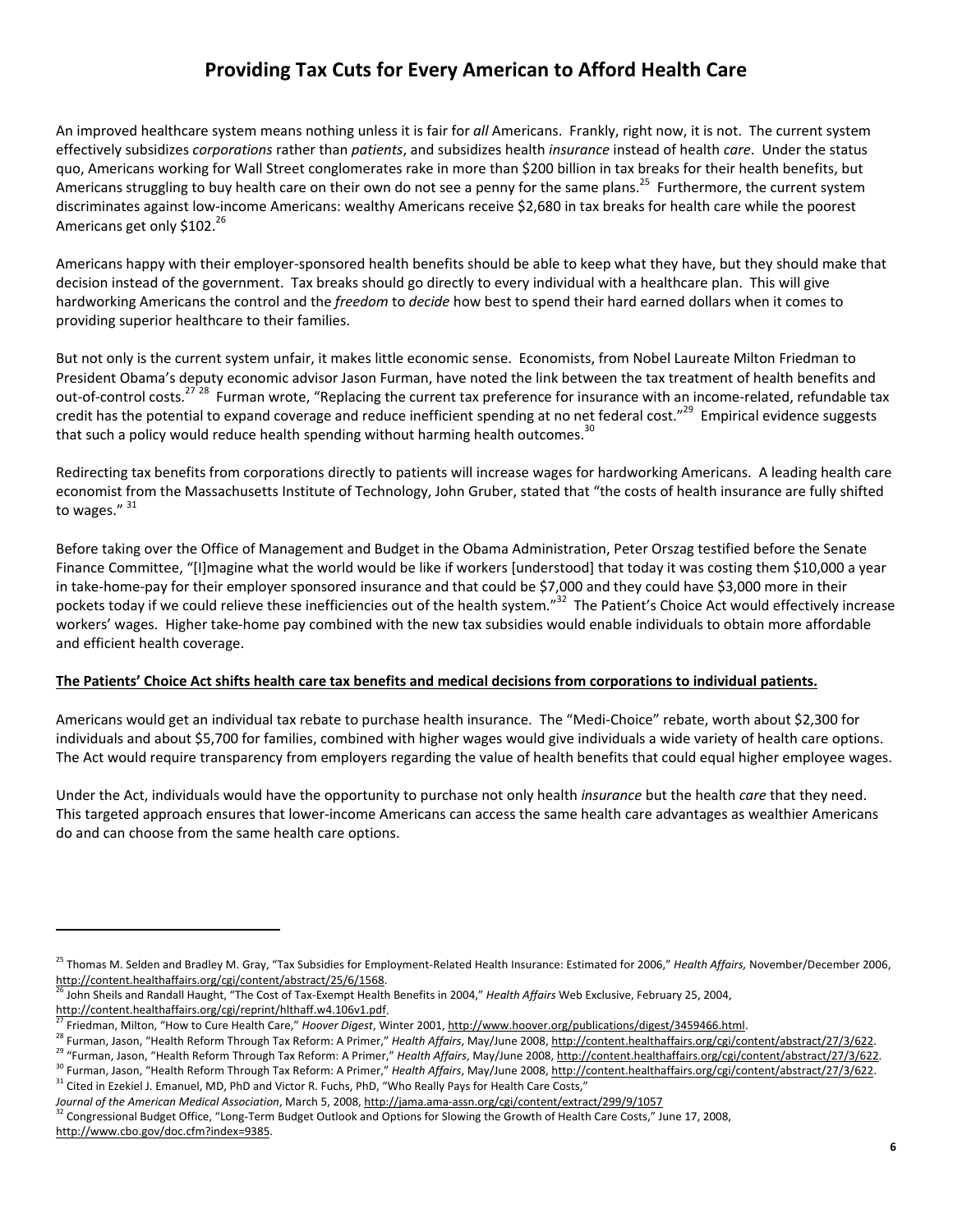# Providing Tax Cuts for Every American to Afford Health Care

An improved healthcare system means nothing unless it is fair for *all* Americans. Frankly, right now, it is not. The current system effectively subsidizes *corporations* rather than *patients*, and subsidizes health *insurance* instead of health *care*. Under the status quo, Americans working for Wall Street conglomerates rake in more than $200 billion in tax breaks for their health benefits, but Americans struggling to buy health care on their own do not see a penny for the same plans.[25] Furthermore, the current system discriminates against low-income Americans: wealthy Americans receive $2,680 in tax breaks for health care while the poorest Americans get only $102.[26]

Americans happy with their employer-sponsored health benefits should be able to keep what they have, but they should make that decision instead of the government. Tax breaks should go directly to every individual with a healthcare plan. This will give hardworking Americans the control and the *freedom* to *decide* how best to spend their hard earned dollars when it comes to providing superior healthcare to their families.

But not only is the current system unfair, it makes little economic sense. Economists, from Nobel Laureate Milton Friedman to President Obama's deputy economic advisor Jason Furman, have noted the link between the tax treatment of health benefits and out-of-control costs.[27][28] Furman wrote, "Replacing the current tax preference for insurance with an income-related, refundable tax credit has the potential to expand coverage and reduce inefficient spending at no net federal cost."[29] Empirical evidence suggests that such a policy would reduce health spending without harming health outcomes.[30]

Redirecting tax benefits from corporations directly to patients will increase wages for hardworking Americans. A leading health care economist from the Massachusetts Institute of Technology, John Gruber, stated that "the costs of health insurance are fully shifted to wages." [31]

Before taking over the Office of Management and Budget in the Obama Administration, Peter Orszag testified before the Senate Finance Committee, "[I]magine what the world would be like if workers [understood] that today it was costing them $10,000 a year in take-home-pay for their employer sponsored insurance and that could be $7,000 and they could have $3,000 more in their pockets today if we could relieve these inefficiencies out of the health system."[32] The Patient's Choice Act would effectively increase workers' wages. Higher take-home pay combined with the new tax subsidies would enable individuals to obtain more affordable and efficient health coverage.

**The Patients' Choice Act shifts health care tax benefits and medical decisions from corporations to individual patients.**

Americans would get an individual tax rebate to purchase health insurance. The "Medi-Choice" rebate, worth about $2,300 for individuals and about $5,700 for families, combined with higher wages would give individuals a wide variety of health care options. The Act would require transparency from employers regarding the value of health benefits that could equal higher employee wages.

Under the Act, individuals would have the opportunity to purchase not only health *insurance* but the health *care* that they need. This targeted approach ensures that lower-income Americans can access the same health care advantages as wealthier Americans do and can choose from the same health care options.

---

[25] Thomas M. Selden and Bradley M. Gray, "Tax Subsidies for Employment-Related Health Insurance: Estimated for 2006," *Health Affairs,* November/December 2006, http://content.healthaffairs.org/cgi/content/abstract/25/6/1568.

[26] John Sheils and Randall Haught, "The Cost of Tax-Exempt Health Benefits in 2004," *Health Affairs* Web Exclusive, February 25, 2004, http://content.healthaffairs.org/cgi/reprint/hlthaff.w4.106v1.pdf.

[27] Friedman, Milton, "How to Cure Health Care," *Hoover Digest*, Winter 2001, http://www.hoover.org/publications/digest/3459466.html.

[28] Furman, Jason, "Health Reform Through Tax Reform: A Primer," *Health Affairs*, May/June 2008, http://content.healthaffairs.org/cgi/content/abstract/27/3/622.

[29] "Furman, Jason, "Health Reform Through Tax Reform: A Primer," *Health Affairs*, May/June 2008, http://content.healthaffairs.org/cgi/content/abstract/27/3/622.

[30] Furman, Jason, "Health Reform Through Tax Reform: A Primer," *Health Affairs*, May/June 2008, http://content.healthaffairs.org/cgi/content/abstract/27/3/622.

[31] Cited in Ezekiel J. Emanuel, MD, PhD and Victor R. Fuchs, PhD, "Who Really Pays for Health Care Costs," *Journal of the American Medical Association*, March 5, 2008, http://jama.ama-assn.org/cgi/content/extract/299/9/1057

[32] Congressional Budget Office, "Long-Term Budget Outlook and Options for Slowing the Growth of Health Care Costs," June 17, 2008, http://www.cbo.gov/doc.cfm?index=9385.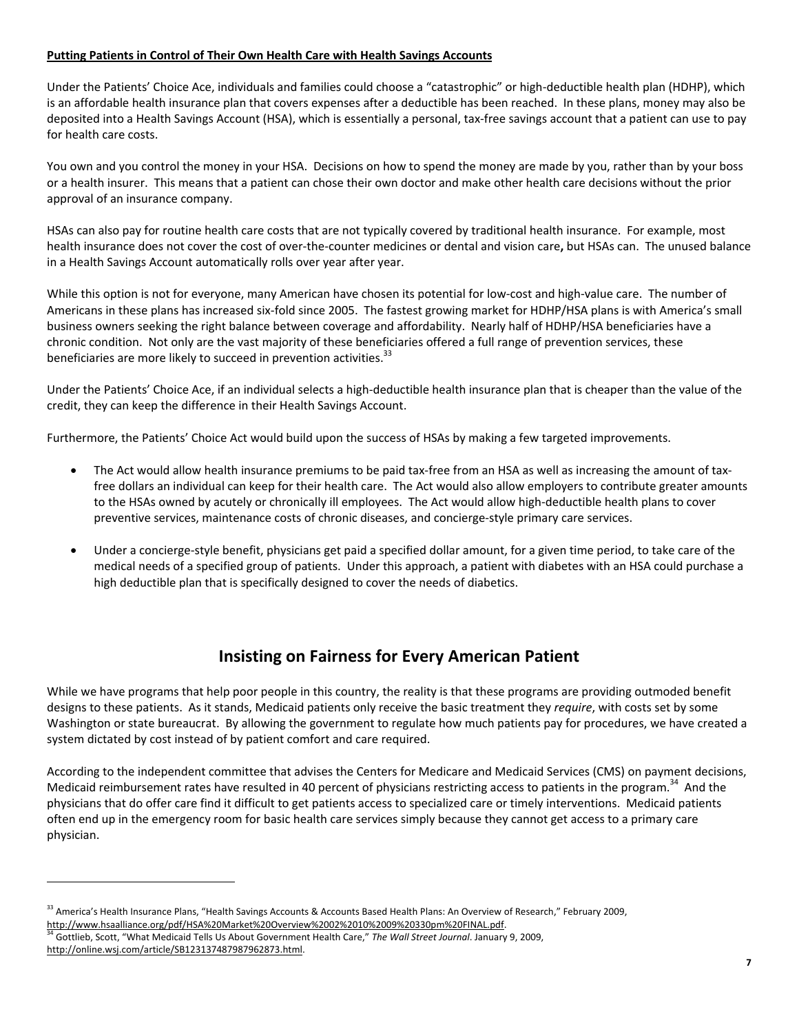**Putting Patients in Control of Their Own Health Care with Health Savings Accounts**

Under the Patients' Choice Ace, individuals and families could choose a "catastrophic" or high-deductible health plan (HDHP), which is an affordable health insurance plan that covers expenses after a deductible has been reached. In these plans, money may also be deposited into a Health Savings Account (HSA), which is essentially a personal, tax-free savings account that a patient can use to pay for health care costs.

You own and you control the money in your HSA. Decisions on how to spend the money are made by you, rather than by your boss or a health insurer. This means that a patient can chose their own doctor and make other health care decisions without the prior approval of an insurance company.

HSAs can also pay for routine health care costs that are not typically covered by traditional health insurance. For example, most health insurance does not cover the cost of over-the-counter medicines or dental and vision care**,** but HSAs can. The unused balance in a Health Savings Account automatically rolls over year after year.

While this option is not for everyone, many American have chosen its potential for low-cost and high-value care. The number of Americans in these plans has increased six-fold since 2005. The fastest growing market for HDHP/HSA plans is with America's small business owners seeking the right balance between coverage and affordability. Nearly half of HDHP/HSA beneficiaries have a chronic condition. Not only are the vast majority of these beneficiaries offered a full range of prevention services, these beneficiaries are more likely to succeed in prevention activities.[33]

Under the Patients' Choice Ace, if an individual selects a high-deductible health insurance plan that is cheaper than the value of the credit, they can keep the difference in their Health Savings Account.

Furthermore, the Patients' Choice Act would build upon the success of HSAs by making a few targeted improvements.

- The Act would allow health insurance premiums to be paid tax-free from an HSA as well as increasing the amount of tax-free dollars an individual can keep for their health care. The Act would also allow employers to contribute greater amounts to the HSAs owned by acutely or chronically ill employees. The Act would allow high-deductible health plans to cover preventive services, maintenance costs of chronic diseases, and concierge-style primary care services.

- Under a concierge-style benefit, physicians get paid a specified dollar amount, for a given time period, to take care of the medical needs of a specified group of patients. Under this approach, a patient with diabetes with an HSA could purchase a high deductible plan that is specifically designed to cover the needs of diabetics.

## Insisting on Fairness for Every American Patient

While we have programs that help poor people in this country, the reality is that these programs are providing outmoded benefit designs to these patients. As it stands, Medicaid patients only receive the basic treatment they *require*, with costs set by some Washington or state bureaucrat. By allowing the government to regulate how much patients pay for procedures, we have created a system dictated by cost instead of by patient comfort and care required.

According to the independent committee that advises the Centers for Medicare and Medicaid Services (CMS) on payment decisions, Medicaid reimbursement rates have resulted in 40 percent of physicians restricting access to patients in the program.[34] And the physicians that do offer care find it difficult to get patients access to specialized care or timely interventions. Medicaid patients often end up in the emergency room for basic health care services simply because they cannot get access to a primary care physician.

---

[33] America's Health Insurance Plans, "Health Savings Accounts & Accounts Based Health Plans: An Overview of Research," February 2009, http://www.hsaalliance.org/pdf/HSA%20Market%20Overview%2002%2010%2009%20330pm%20FINAL.pdf.

[34] Gottlieb, Scott, "What Medicaid Tells Us About Government Health Care," *The Wall Street Journal*. January 9, 2009, http://online.wsj.com/article/SB123137487987962873.html.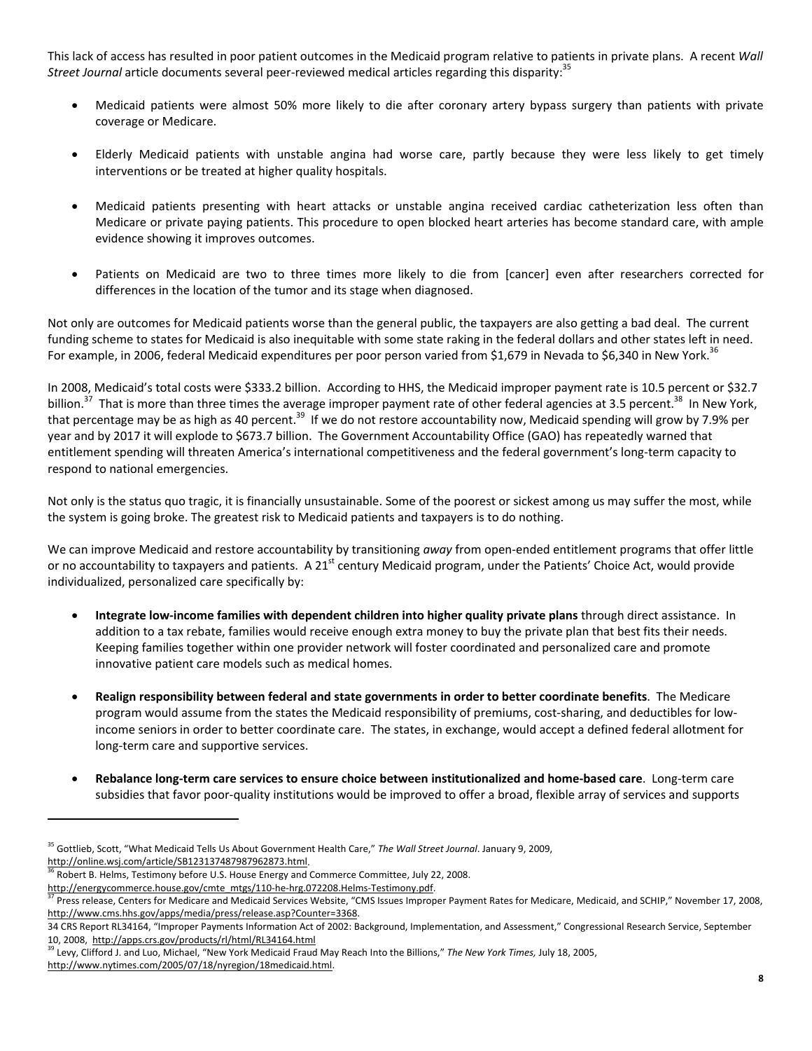This lack of access has resulted in poor patient outcomes in the Medicaid program relative to patients in private plans. A recent *Wall Street Journal* article documents several peer-reviewed medical articles regarding this disparity:[35]

- Medicaid patients were almost 50% more likely to die after coronary artery bypass surgery than patients with private coverage or Medicare.
- Elderly Medicaid patients with unstable angina had worse care, partly because they were less likely to get timely interventions or be treated at higher quality hospitals.
- Medicaid patients presenting with heart attacks or unstable angina received cardiac catheterization less often than Medicare or private paying patients. This procedure to open blocked heart arteries has become standard care, with ample evidence showing it improves outcomes.
- Patients on Medicaid are two to three times more likely to die from [cancer] even after researchers corrected for differences in the location of the tumor and its stage when diagnosed.

Not only are outcomes for Medicaid patients worse than the general public, the taxpayers are also getting a bad deal. The current funding scheme to states for Medicaid is also inequitable with some state raking in the federal dollars and other states left in need. For example, in 2006, federal Medicaid expenditures per poor person varied from $1,679 in Nevada to $6,340 in New York.[36]

In 2008, Medicaid's total costs were $333.2 billion. According to HHS, the Medicaid improper payment rate is 10.5 percent or $32.7 billion.[37] That is more than three times the average improper payment rate of other federal agencies at 3.5 percent.[38] In New York, that percentage may be as high as 40 percent.[39] If we do not restore accountability now, Medicaid spending will grow by 7.9% per year and by 2017 it will explode to $673.7 billion. The Government Accountability Office (GAO) has repeatedly warned that entitlement spending will threaten America's international competitiveness and the federal government's long-term capacity to respond to national emergencies.

Not only is the status quo tragic, it is financially unsustainable. Some of the poorest or sickest among us may suffer the most, while the system is going broke. The greatest risk to Medicaid patients and taxpayers is to do nothing.

We can improve Medicaid and restore accountability by transitioning *away* from open-ended entitlement programs that offer little or no accountability to taxpayers and patients. A 21st century Medicaid program, under the Patients' Choice Act, would provide individualized, personalized care specifically by:

- **Integrate low-income families with dependent children into higher quality private plans** through direct assistance. In addition to a tax rebate, families would receive enough extra money to buy the private plan that best fits their needs. Keeping families together within one provider network will foster coordinated and personalized care and promote innovative patient care models such as medical homes.
- **Realign responsibility between federal and state governments in order to better coordinate benefits**. The Medicare program would assume from the states the Medicaid responsibility of premiums, cost-sharing, and deductibles for low-income seniors in order to better coordinate care. The states, in exchange, would accept a defined federal allotment for long-term care and supportive services.
- **Rebalance long-term care services to ensure choice between institutionalized and home-based care**. Long-term care subsidies that favor poor-quality institutions would be improved to offer a broad, flexible array of services and supports

---

[35] Gottlieb, Scott, "What Medicaid Tells Us About Government Health Care," *The Wall Street Journal*. January 9, 2009, http://online.wsj.com/article/SB123137487987962873.html.

[36] Robert B. Helms, Testimony before U.S. House Energy and Commerce Committee, July 22, 2008. http://energycommerce.house.gov/cmte_mtgs/110-he-hrg.072208.Helms-Testimony.pdf.

[37] Press release, Centers for Medicare and Medicaid Services Website, "CMS Issues Improper Payment Rates for Medicare, Medicaid, and SCHIP," November 17, 2008, http://www.cms.hhs.gov/apps/media/press/release.asp?Counter=3368.

34 CRS Report RL34164, "Improper Payments Information Act of 2002: Background, Implementation, and Assessment," Congressional Research Service, September 10, 2008, http://apps.crs.gov/products/rl/html/RL34164.html

[39] Levy, Clifford J. and Luo, Michael, "New York Medicaid Fraud May Reach Into the Billions," *The New York Times,* July 18, 2005, http://www.nytimes.com/2005/07/18/nyregion/18medicaid.html.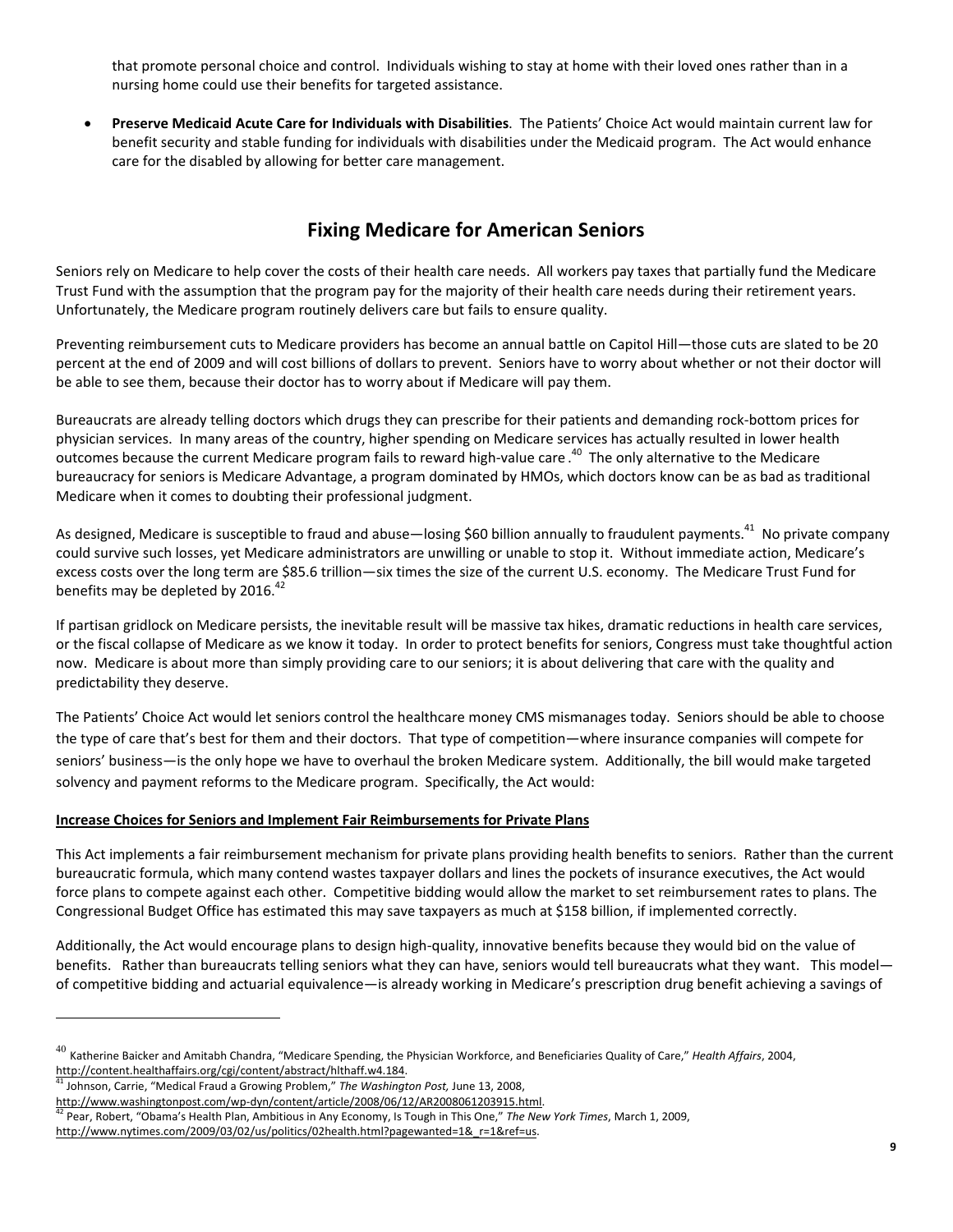that promote personal choice and control. Individuals wishing to stay at home with their loved ones rather than in a nursing home could use their benefits for targeted assistance.

- **Preserve Medicaid Acute Care for Individuals with Disabilities**. The Patients' Choice Act would maintain current law for benefit security and stable funding for individuals with disabilities under the Medicaid program. The Act would enhance care for the disabled by allowing for better care management.

## Fixing Medicare for American Seniors

Seniors rely on Medicare to help cover the costs of their health care needs. All workers pay taxes that partially fund the Medicare Trust Fund with the assumption that the program pay for the majority of their health care needs during their retirement years. Unfortunately, the Medicare program routinely delivers care but fails to ensure quality.

Preventing reimbursement cuts to Medicare providers has become an annual battle on Capitol Hill—those cuts are slated to be 20 percent at the end of 2009 and will cost billions of dollars to prevent. Seniors have to worry about whether or not their doctor will be able to see them, because their doctor has to worry about if Medicare will pay them.

Bureaucrats are already telling doctors which drugs they can prescribe for their patients and demanding rock-bottom prices for physician services. In many areas of the country, higher spending on Medicare services has actually resulted in lower health outcomes because the current Medicare program fails to reward high-value care .[40] The only alternative to the Medicare bureaucracy for seniors is Medicare Advantage, a program dominated by HMOs, which doctors know can be as bad as traditional Medicare when it comes to doubting their professional judgment.

As designed, Medicare is susceptible to fraud and abuse—losing $60 billion annually to fraudulent payments.[41] No private company could survive such losses, yet Medicare administrators are unwilling or unable to stop it. Without immediate action, Medicare's excess costs over the long term are $85.6 trillion—six times the size of the current U.S. economy. The Medicare Trust Fund for benefits may be depleted by 2016.[42]

If partisan gridlock on Medicare persists, the inevitable result will be massive tax hikes, dramatic reductions in health care services, or the fiscal collapse of Medicare as we know it today. In order to protect benefits for seniors, Congress must take thoughtful action now. Medicare is about more than simply providing care to our seniors; it is about delivering that care with the quality and predictability they deserve.

The Patients' Choice Act would let seniors control the healthcare money CMS mismanages today. Seniors should be able to choose the type of care that's best for them and their doctors. That type of competition—where insurance companies will compete for seniors' business—is the only hope we have to overhaul the broken Medicare system. Additionally, the bill would make targeted solvency and payment reforms to the Medicare program. Specifically, the Act would:

**Increase Choices for Seniors and Implement Fair Reimbursements for Private Plans**

This Act implements a fair reimbursement mechanism for private plans providing health benefits to seniors. Rather than the current bureaucratic formula, which many contend wastes taxpayer dollars and lines the pockets of insurance executives, the Act would force plans to compete against each other. Competitive bidding would allow the market to set reimbursement rates to plans. The Congressional Budget Office has estimated this may save taxpayers as much at $158 billion, if implemented correctly.

Additionally, the Act would encourage plans to design high-quality, innovative benefits because they would bid on the value of benefits. Rather than bureaucrats telling seniors what they can have, seniors would tell bureaucrats what they want. This model—of competitive bidding and actuarial equivalence—is already working in Medicare's prescription drug benefit achieving a savings of

---

[40] Katherine Baicker and Amitabh Chandra, "Medicare Spending, the Physician Workforce, and Beneficiaries Quality of Care," *Health Affairs*, 2004, http://content.healthaffairs.org/cgi/content/abstract/hlthaff.w4.184.

[41] Johnson, Carrie, "Medical Fraud a Growing Problem," *The Washington Post,* June 13, 2008, http://www.washingtonpost.com/wp-dyn/content/article/2008/06/12/AR2008061203915.html.

[42] Pear, Robert, "Obama's Health Plan, Ambitious in Any Economy, Is Tough in This One," *The New York Times*, March 1, 2009, http://www.nytimes.com/2009/03/02/us/politics/02health.html?pagewanted=1&_r=1&ref=us.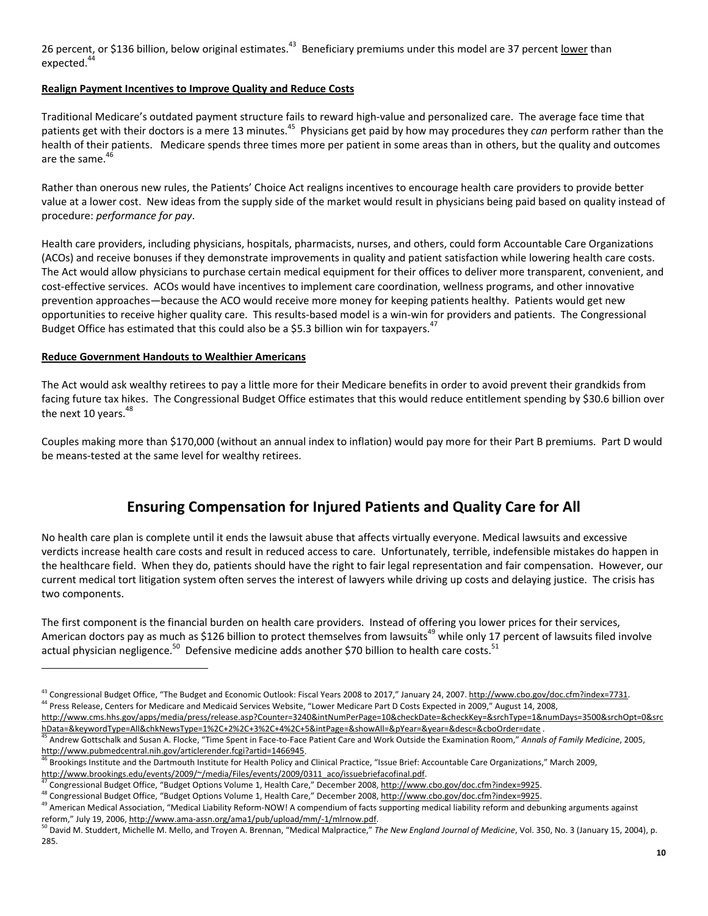26 percent, or $136 billion, below original estimates.[43] Beneficiary premiums under this model are 37 percent lower than expected.[44]

**Realign Payment Incentives to Improve Quality and Reduce Costs**

Traditional Medicare's outdated payment structure fails to reward high-value and personalized care. The average face time that patients get with their doctors is a mere 13 minutes.[45] Physicians get paid by how may procedures they *can* perform rather than the health of their patients. Medicare spends three times more per patient in some areas than in others, but the quality and outcomes are the same.[46]

Rather than onerous new rules, the Patients' Choice Act realigns incentives to encourage health care providers to provide better value at a lower cost. New ideas from the supply side of the market would result in physicians being paid based on quality instead of procedure: *performance for pay*.

Health care providers, including physicians, hospitals, pharmacists, nurses, and others, could form Accountable Care Organizations (ACOs) and receive bonuses if they demonstrate improvements in quality and patient satisfaction while lowering health care costs. The Act would allow physicians to purchase certain medical equipment for their offices to deliver more transparent, convenient, and cost-effective services. ACOs would have incentives to implement care coordination, wellness programs, and other innovative prevention approaches—because the ACO would receive more money for keeping patients healthy. Patients would get new opportunities to receive higher quality care. This results-based model is a win-win for providers and patients. The Congressional Budget Office has estimated that this could also be a $5.3 billion win for taxpayers.[47]

**Reduce Government Handouts to Wealthier Americans**

The Act would ask wealthy retirees to pay a little more for their Medicare benefits in order to avoid prevent their grandkids from facing future tax hikes. The Congressional Budget Office estimates that this would reduce entitlement spending by $30.6 billion over the next 10 years.[48]

Couples making more than $170,000 (without an annual index to inflation) would pay more for their Part B premiums. Part D would be means-tested at the same level for wealthy retirees.

## Ensuring Compensation for Injured Patients and Quality Care for All

No health care plan is complete until it ends the lawsuit abuse that affects virtually everyone. Medical lawsuits and excessive verdicts increase health care costs and result in reduced access to care. Unfortunately, terrible, indefensible mistakes do happen in the healthcare field. When they do, patients should have the right to fair legal representation and fair compensation. However, our current medical tort litigation system often serves the interest of lawyers while driving up costs and delaying justice. The crisis has two components.

The first component is the financial burden on health care providers. Instead of offering you lower prices for their services, American doctors pay as much as $126 billion to protect themselves from lawsuits[49] while only 17 percent of lawsuits filed involve actual physician negligence.[50] Defensive medicine adds another $70 billion to health care costs.[51]

---

[43] Congressional Budget Office, "The Budget and Economic Outlook: Fiscal Years 2008 to 2017," January 24, 2007. http://www.cbo.gov/doc.cfm?index=7731.

[44] Press Release, Centers for Medicare and Medicaid Services Website, "Lower Medicare Part D Costs Expected in 2009," August 14, 2008, http://www.cms.hhs.gov/apps/media/press/release.asp?Counter=3240&intNumPerPage=10&checkDate=&checkKey=&srchType=1&numDays=3500&srchOpt=0&srchData=&keywordType=All&chkNewsType=1%2C+2%2C+3%2C+4%2C+5&intPage=&showAll=&pYear=&year=&desc=&cboOrder=date .

[45] Andrew Gottschalk and Susan A. Flocke, "Time Spent in Face-to-Face Patient Care and Work Outside the Examination Room," *Annals of Family Medicine*, 2005, http://www.pubmedcentral.nih.gov/articlerender.fcgi?artid=1466945.

[46] Brookings Institute and the Dartmouth Institute for Health Policy and Clinical Practice, "Issue Brief: Accountable Care Organizations," March 2009, http://www.brookings.edu/events/2009/~/media/Files/events/2009/0311_aco/issuebriefacofinal.pdf.

[47] Congressional Budget Office, "Budget Options Volume 1, Health Care," December 2008, http://www.cbo.gov/doc.cfm?index=9925.

[48] Congressional Budget Office, "Budget Options Volume 1, Health Care," December 2008, http://www.cbo.gov/doc.cfm?index=9925.

[49] American Medical Association, "Medical Liability Reform-NOW! A compendium of facts supporting medical liability reform and debunking arguments against reform," July 19, 2006, http://www.ama-assn.org/ama1/pub/upload/mm/-1/mlrnow.pdf.

[50] David M. Studdert, Michelle M. Mello, and Troyen A. Brennan, "Medical Malpractice," *The New England Journal of Medicine*, Vol. 350, No. 3 (January 15, 2004), p. 285.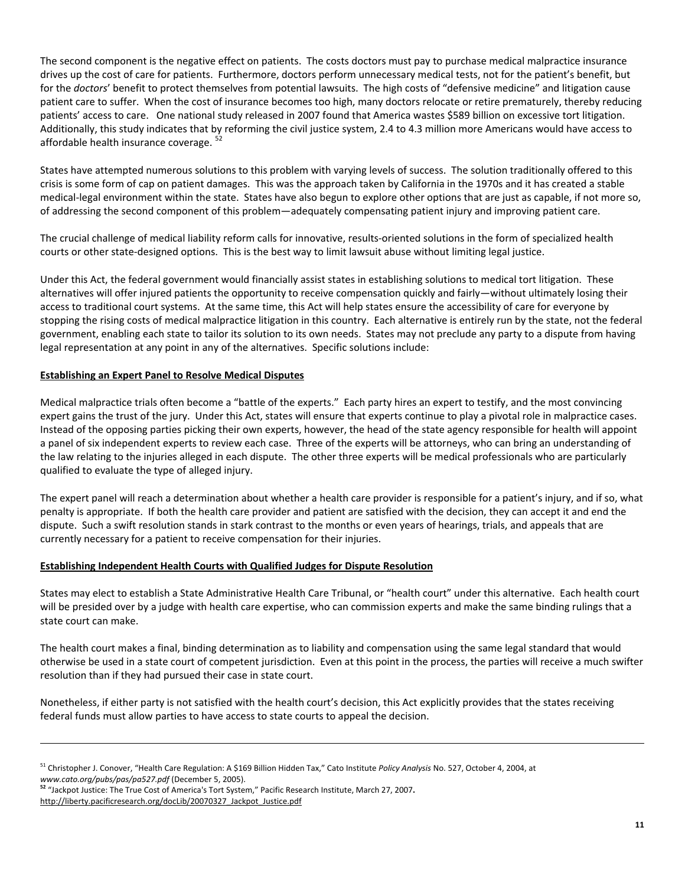The second component is the negative effect on patients. The costs doctors must pay to purchase medical malpractice insurance drives up the cost of care for patients. Furthermore, doctors perform unnecessary medical tests, not for the patient's benefit, but for the *doctors*' benefit to protect themselves from potential lawsuits. The high costs of "defensive medicine" and litigation cause patient care to suffer. When the cost of insurance becomes too high, many doctors relocate or retire prematurely, thereby reducing patients' access to care. One national study released in 2007 found that America wastes $589 billion on excessive tort litigation. Additionally, this study indicates that by reforming the civil justice system, 2.4 to 4.3 million more Americans would have access to affordable health insurance coverage. [52]

States have attempted numerous solutions to this problem with varying levels of success. The solution traditionally offered to this crisis is some form of cap on patient damages. This was the approach taken by California in the 1970s and it has created a stable medical-legal environment within the state. States have also begun to explore other options that are just as capable, if not more so, of addressing the second component of this problem—adequately compensating patient injury and improving patient care.

The crucial challenge of medical liability reform calls for innovative, results-oriented solutions in the form of specialized health courts or other state-designed options. This is the best way to limit lawsuit abuse without limiting legal justice.

Under this Act, the federal government would financially assist states in establishing solutions to medical tort litigation. These alternatives will offer injured patients the opportunity to receive compensation quickly and fairly—without ultimately losing their access to traditional court systems. At the same time, this Act will help states ensure the accessibility of care for everyone by stopping the rising costs of medical malpractice litigation in this country. Each alternative is entirely run by the state, not the federal government, enabling each state to tailor its solution to its own needs. States may not preclude any party to a dispute from having legal representation at any point in any of the alternatives. Specific solutions include:

**<u>Establishing an Expert Panel to Resolve Medical Disputes</u>**

Medical malpractice trials often become a "battle of the experts." Each party hires an expert to testify, and the most convincing expert gains the trust of the jury. Under this Act, states will ensure that experts continue to play a pivotal role in malpractice cases. Instead of the opposing parties picking their own experts, however, the head of the state agency responsible for health will appoint a panel of six independent experts to review each case. Three of the experts will be attorneys, who can bring an understanding of the law relating to the injuries alleged in each dispute. The other three experts will be medical professionals who are particularly qualified to evaluate the type of alleged injury.

The expert panel will reach a determination about whether a health care provider is responsible for a patient's injury, and if so, what penalty is appropriate. If both the health care provider and patient are satisfied with the decision, they can accept it and end the dispute. Such a swift resolution stands in stark contrast to the months or even years of hearings, trials, and appeals that are currently necessary for a patient to receive compensation for their injuries.

**<u>Establishing Independent Health Courts with Qualified Judges for Dispute Resolution</u>**

States may elect to establish a State Administrative Health Care Tribunal, or "health court" under this alternative. Each health court will be presided over by a judge with health care expertise, who can commission experts and make the same binding rulings that a state court can make.

The health court makes a final, binding determination as to liability and compensation using the same legal standard that would otherwise be used in a state court of competent jurisdiction. Even at this point in the process, the parties will receive a much swifter resolution than if they had pursued their case in state court.

Nonetheless, if either party is not satisfied with the health court's decision, this Act explicitly provides that the states receiving federal funds must allow parties to have access to state courts to appeal the decision.

---

[51] Christopher J. Conover, "Health Care Regulation: A $169 Billion Hidden Tax," Cato Institute *Policy Analysis* No. 527, October 4, 2004, at *www.cato.org/pubs/pas/pa527.pdf* (December 5, 2005).

**[52]** "Jackpot Justice: The True Cost of America's Tort System," Pacific Research Institute, March 27, 2007**.** http://liberty.pacificresearch.org/docLib/20070327_Jackpot_Justice.pdf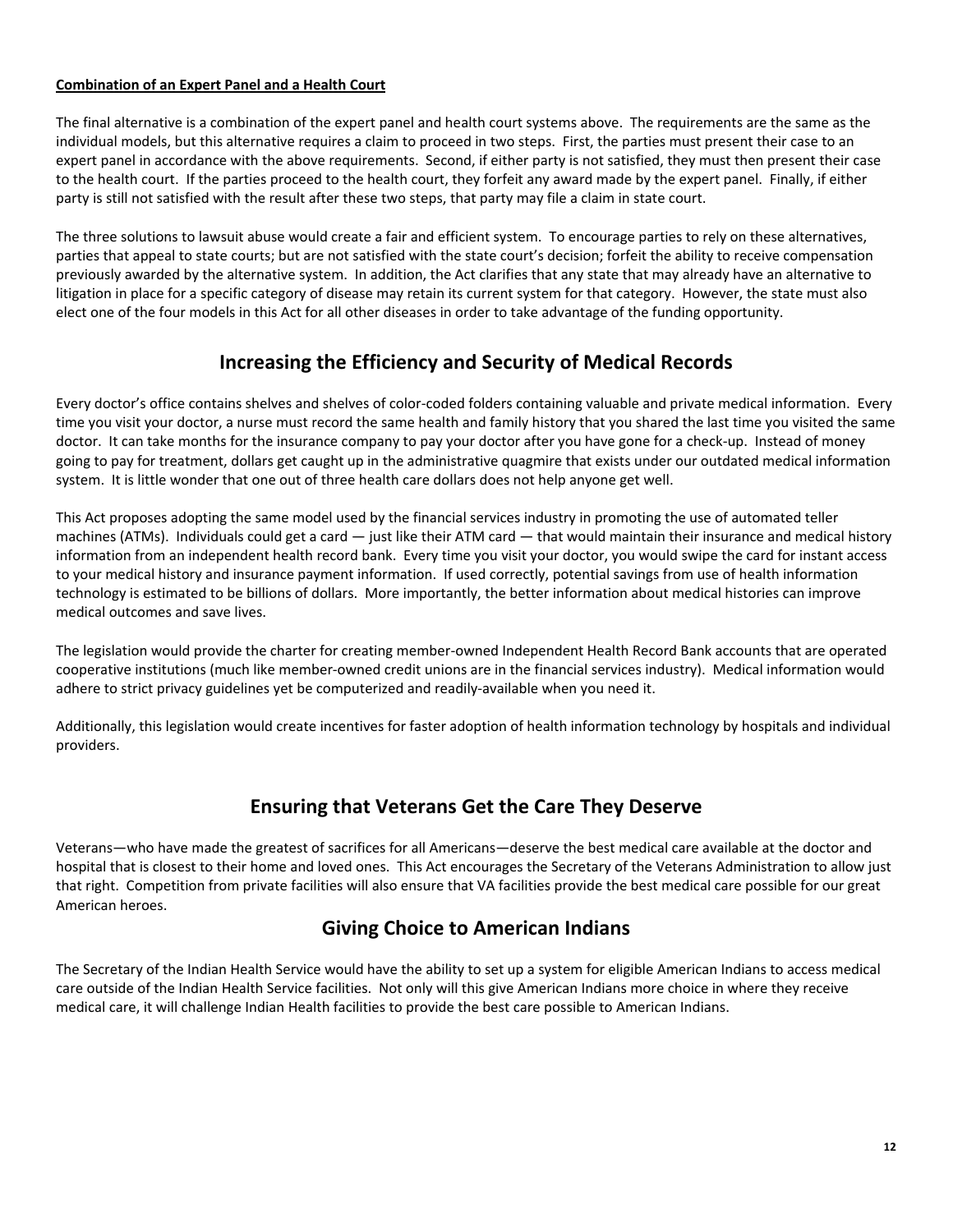**Combination of an Expert Panel and a Health Court**

The final alternative is a combination of the expert panel and health court systems above. The requirements are the same as the individual models, but this alternative requires a claim to proceed in two steps. First, the parties must present their case to an expert panel in accordance with the above requirements. Second, if either party is not satisfied, they must then present their case to the health court. If the parties proceed to the health court, they forfeit any award made by the expert panel. Finally, if either party is still not satisfied with the result after these two steps, that party may file a claim in state court.

The three solutions to lawsuit abuse would create a fair and efficient system. To encourage parties to rely on these alternatives, parties that appeal to state courts; but are not satisfied with the state court's decision; forfeit the ability to receive compensation previously awarded by the alternative system. In addition, the Act clarifies that any state that may already have an alternative to litigation in place for a specific category of disease may retain its current system for that category. However, the state must also elect one of the four models in this Act for all other diseases in order to take advantage of the funding opportunity.

## Increasing the Efficiency and Security of Medical Records

Every doctor's office contains shelves and shelves of color-coded folders containing valuable and private medical information. Every time you visit your doctor, a nurse must record the same health and family history that you shared the last time you visited the same doctor. It can take months for the insurance company to pay your doctor after you have gone for a check-up. Instead of money going to pay for treatment, dollars get caught up in the administrative quagmire that exists under our outdated medical information system. It is little wonder that one out of three health care dollars does not help anyone get well.

This Act proposes adopting the same model used by the financial services industry in promoting the use of automated teller machines (ATMs). Individuals could get a card — just like their ATM card — that would maintain their insurance and medical history information from an independent health record bank. Every time you visit your doctor, you would swipe the card for instant access to your medical history and insurance payment information. If used correctly, potential savings from use of health information technology is estimated to be billions of dollars. More importantly, the better information about medical histories can improve medical outcomes and save lives.

The legislation would provide the charter for creating member-owned Independent Health Record Bank accounts that are operated cooperative institutions (much like member-owned credit unions are in the financial services industry). Medical information would adhere to strict privacy guidelines yet be computerized and readily-available when you need it.

Additionally, this legislation would create incentives for faster adoption of health information technology by hospitals and individual providers.

## Ensuring that Veterans Get the Care They Deserve

Veterans—who have made the greatest of sacrifices for all Americans—deserve the best medical care available at the doctor and hospital that is closest to their home and loved ones. This Act encourages the Secretary of the Veterans Administration to allow just that right. Competition from private facilities will also ensure that VA facilities provide the best medical care possible for our great American heroes.

## Giving Choice to American Indians

The Secretary of the Indian Health Service would have the ability to set up a system for eligible American Indians to access medical care outside of the Indian Health Service facilities. Not only will this give American Indians more choice in where they receive medical care, it will challenge Indian Health facilities to provide the best care possible to American Indians.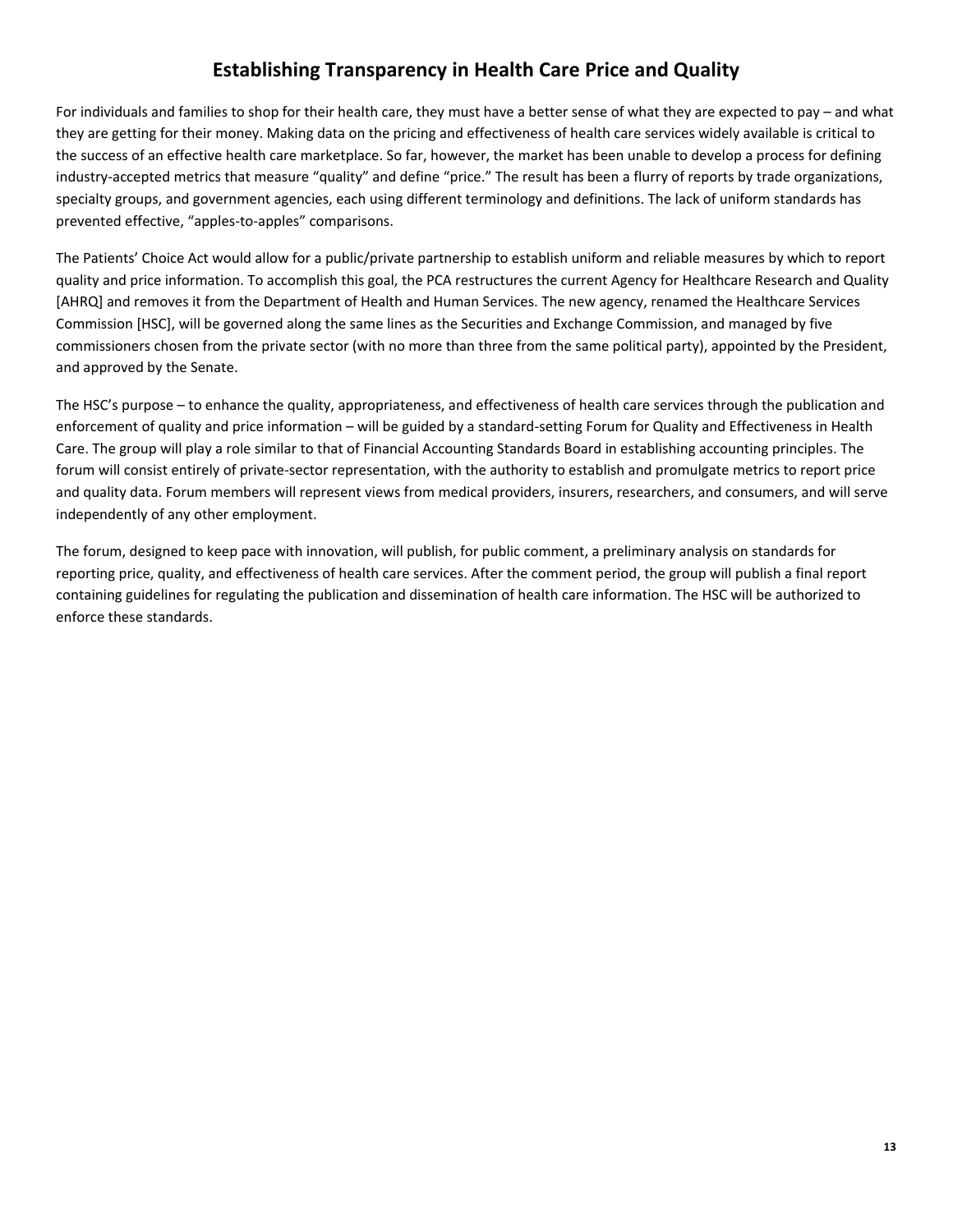## Establishing Transparency in Health Care Price and Quality

For individuals and families to shop for their health care, they must have a better sense of what they are expected to pay – and what they are getting for their money. Making data on the pricing and effectiveness of health care services widely available is critical to the success of an effective health care marketplace. So far, however, the market has been unable to develop a process for defining industry-accepted metrics that measure "quality" and define "price." The result has been a flurry of reports by trade organizations, specialty groups, and government agencies, each using different terminology and definitions. The lack of uniform standards has prevented effective, "apples-to-apples" comparisons.

The Patients' Choice Act would allow for a public/private partnership to establish uniform and reliable measures by which to report quality and price information. To accomplish this goal, the PCA restructures the current Agency for Healthcare Research and Quality [AHRQ] and removes it from the Department of Health and Human Services. The new agency, renamed the Healthcare Services Commission [HSC], will be governed along the same lines as the Securities and Exchange Commission, and managed by five commissioners chosen from the private sector (with no more than three from the same political party), appointed by the President, and approved by the Senate.

The HSC's purpose – to enhance the quality, appropriateness, and effectiveness of health care services through the publication and enforcement of quality and price information – will be guided by a standard-setting Forum for Quality and Effectiveness in Health Care. The group will play a role similar to that of Financial Accounting Standards Board in establishing accounting principles. The forum will consist entirely of private-sector representation, with the authority to establish and promulgate metrics to report price and quality data. Forum members will represent views from medical providers, insurers, researchers, and consumers, and will serve independently of any other employment.

The forum, designed to keep pace with innovation, will publish, for public comment, a preliminary analysis on standards for reporting price, quality, and effectiveness of health care services. After the comment period, the group will publish a final report containing guidelines for regulating the publication and dissemination of health care information. The HSC will be authorized to enforce these standards.